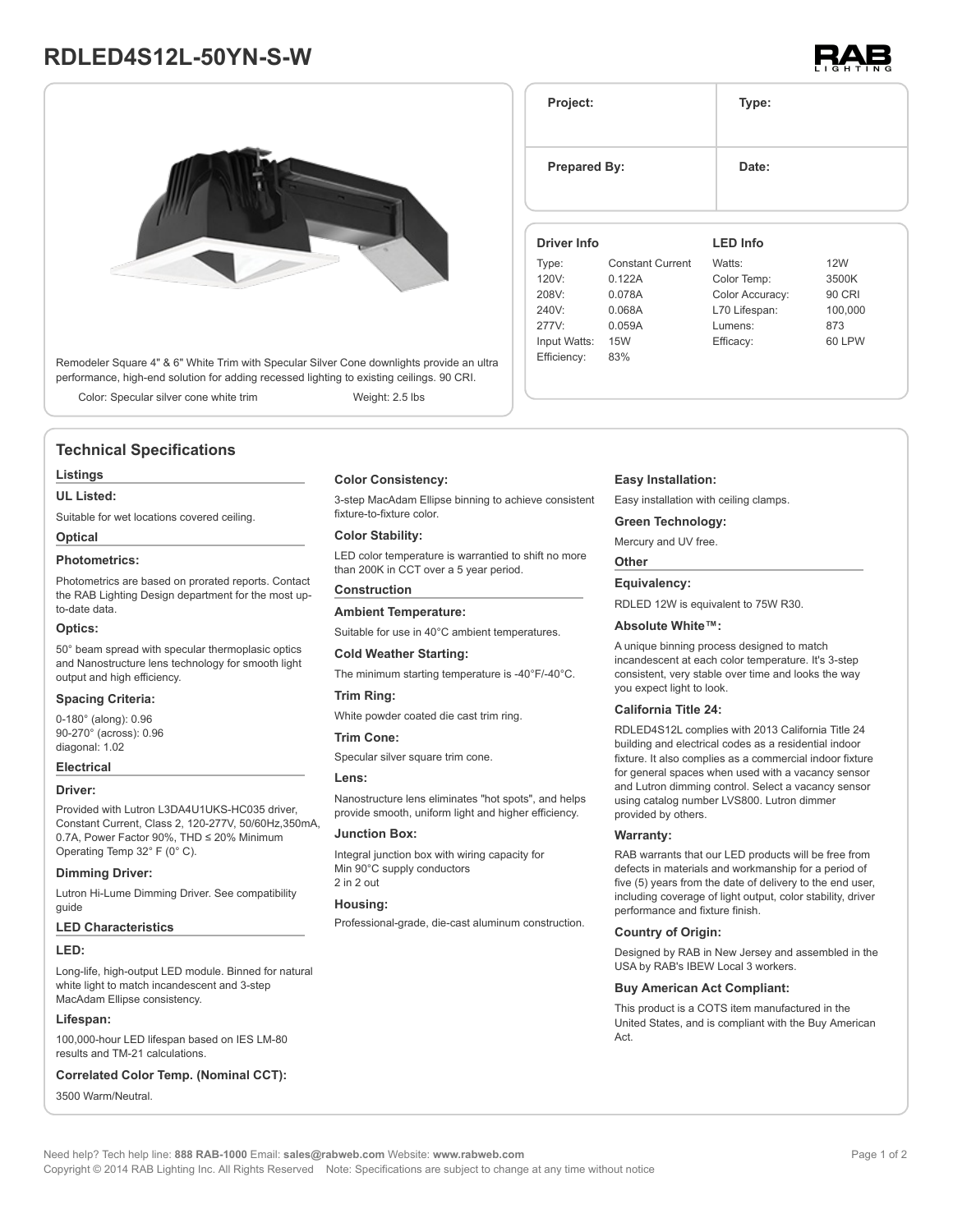# RDLED4S12L-50YN-S-W

Remodeler Square 4" & 6" White Trim with Specular Silver Cone downlights provide an ultra performance, high-end solution for adding recessed lighting to existing ceilings. 90 CRI.

Color: Specular silver cone white trim

Weight: 2.5 lbs

| Project: | Type: |
|---|---|
| Prepared By: | Date: |

**Driver Info**

| | |
|---|---|
| Type: | Constant Current |
| 120V: | 0.122A |
| 208V: | 0.078A |
| 240V: | 0.068A |
| 277V: | 0.059A |
| Input Watts: | 15W |
| Efficiency: | 83% |

**LED Info**

| | |
|---|---|
| Watts: | 12W |
| Color Temp: | 3500K |
| Color Accuracy: | 90 CRI |
| L70 Lifespan: | 100,000 |
| Lumens: | 873 |
| Efficacy: | 60 LPW |

## Technical Specifications

### Listings

**UL Listed:**

Suitable for wet locations covered ceiling.

### Optical

**Photometrics:**

Photometrics are based on prorated reports. Contact the RAB Lighting Design department for the most up-to-date data.

**Optics:**

50° beam spread with specular thermoplasic optics and Nanostructure lens technology for smooth light output and high efficiency.

**Spacing Criteria:**

0-180° (along): 0.96
90-270° (across): 0.96
diagonal: 1.02

### Electrical

**Driver:**

Provided with Lutron L3DA4U1UKS-HC035 driver, Constant Current, Class 2, 120-277V, 50/60Hz,350mA, 0.7A, Power Factor 90%, THD ≤ 20% Minimum Operating Temp 32° F (0° C).

**Dimming Driver:**

Lutron Hi-Lume Dimming Driver. See compatibility guide

### LED Characteristics

**LED:**

Long-life, high-output LED module. Binned for natural white light to match incandescent and 3-step MacAdam Ellipse consistency.

**Lifespan:**

100,000-hour LED lifespan based on IES LM-80 results and TM-21 calculations.

**Correlated Color Temp. (Nominal CCT):**

3500 Warm/Neutral.

**Color Consistency:**

3-step MacAdam Ellipse binning to achieve consistent fixture-to-fixture color.

**Color Stability:**

LED color temperature is warrantied to shift no more than 200K in CCT over a 5 year period.

### Construction

**Ambient Temperature:**

Suitable for use in 40°C ambient temperatures.

**Cold Weather Starting:**

The minimum starting temperature is -40°F/-40°C.

**Trim Ring:**

White powder coated die cast trim ring.

**Trim Cone:**

Specular silver square trim cone.

**Lens:**

Nanostructure lens eliminates "hot spots", and helps provide smooth, uniform light and higher efficiency.

**Junction Box:**

Integral junction box with wiring capacity for
Min 90°C supply conductors
2 in 2 out

**Housing:**

Professional-grade, die-cast aluminum construction.

**Easy Installation:**

Easy installation with ceiling clamps.

**Green Technology:**

Mercury and UV free.

### Other

**Equivalency:**

RDLED 12W is equivalent to 75W R30.

**Absolute White™:**

A unique binning process designed to match incandescent at each color temperature. It's 3-step consistent, very stable over time and looks the way you expect light to look.

**California Title 24:**

RDLED4S12L complies with 2013 California Title 24 building and electrical codes as a residential indoor fixture. It also complies as a commercial indoor fixture for general spaces when used with a vacancy sensor and Lutron dimming control. Select a vacancy sensor using catalog number LVS800. Lutron dimmer provided by others.

**Warranty:**

RAB warrants that our LED products will be free from defects in materials and workmanship for a period of five (5) years from the date of delivery to the end user, including coverage of light output, color stability, driver performance and fixture finish.

**Country of Origin:**

Designed by RAB in New Jersey and assembled in the USA by RAB's IBEW Local 3 workers.

**Buy American Act Compliant:**

This product is a COTS item manufactured in the United States, and is compliant with the Buy American Act.

Need help? Tech help line: **888 RAB-1000** Email: **sales@rabweb.com** Website: **www.rabweb.com**
Copyright © 2014 RAB Lighting Inc. All Rights Reserved Note: Specifications are subject to change at any time without notice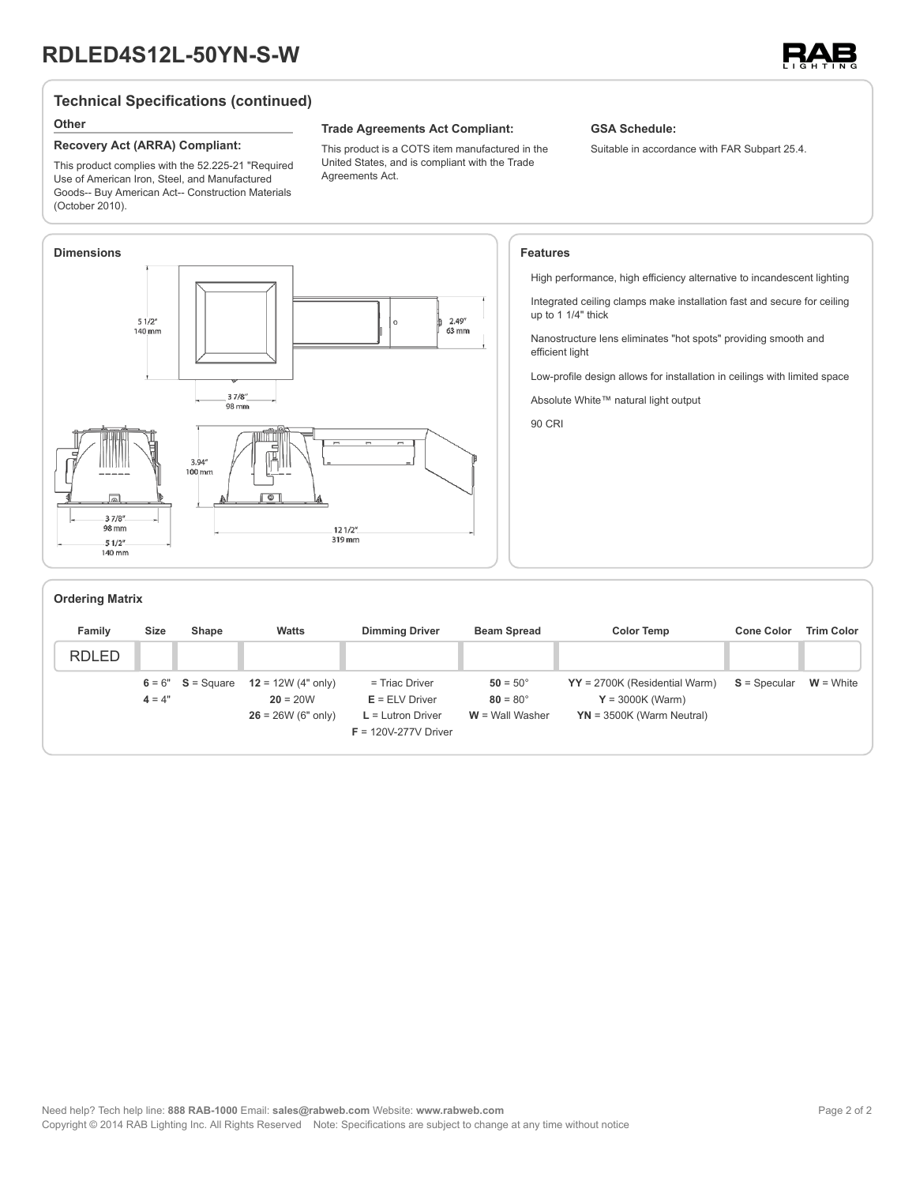# RDLED4S12L-50YN-S-W

## Technical Specifications (continued)

### Other

**Recovery Act (ARRA) Compliant:**

This product complies with the 52.225-21 "Required Use of American Iron, Steel, and Manufactured Goods-- Buy American Act-- Construction Materials (October 2010).

**Trade Agreements Act Compliant:**

This product is a COTS item manufactured in the United States, and is compliant with the Trade Agreements Act.

**GSA Schedule:**

Suitable in accordance with FAR Subpart 25.4.

## Dimensions

5 1/2"
140 mm

2.49"
63 mm

3 7/8"
98 mm

3.94"
100 mm

3 7/8"
98 mm

5 1/2"
140 mm

12 1/2"
319 mm

## Features

High performance, high efficiency alternative to incandescent lighting

Integrated ceiling clamps make installation fast and secure for ceiling up to 1 1/4" thick

Nanostructure lens eliminates "hot spots" providing smooth and efficient light

Low-profile design allows for installation in ceilings with limited space

Absolute White™ natural light output

90 CRI

## Ordering Matrix

| Family | Size | Shape | Watts | Dimming Driver | Beam Spread | Color Temp | Cone Color | Trim Color |
|---|---|---|---|---|---|---|---|---|
| RDLED | | | | | | | | |
| | **6** = 6" | **S** = Square | **12** = 12W (4" only) | = Triac Driver | **50** = 50° | **YY** = 2700K (Residential Warm) | **S** = Specular | **W** = White |
| | **4** = 4" | | **20** = 20W | **E** = ELV Driver | **80** = 80° | **Y** = 3000K (Warm) | | |
| | | | **26** = 26W (6" only) | **L** = Lutron Driver | **W** = Wall Washer | **YN** = 3500K (Warm Neutral) | | |
| | | | | **F** = 120V-277V Driver | | | | |

Need help? Tech help line: **888 RAB-1000** Email: **sales@rabweb.com** Website: **www.rabweb.com**
Copyright © 2014 RAB Lighting Inc. All Rights Reserved Note: Specifications are subject to change at any time without notice